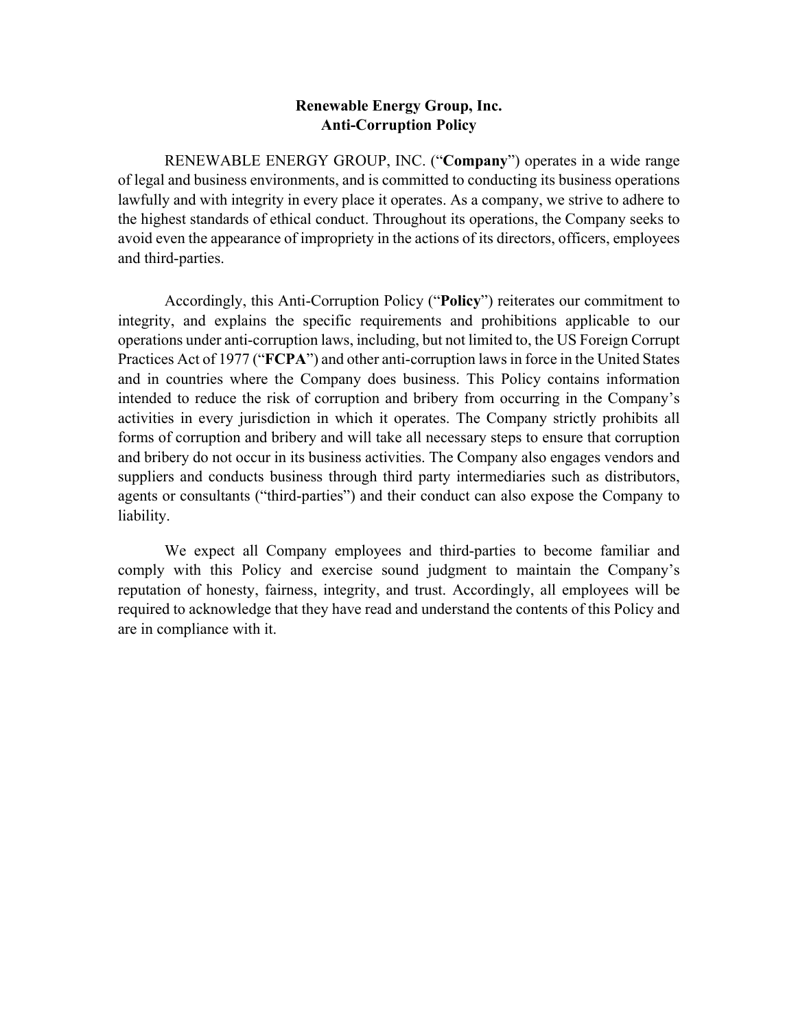# Renewable Energy Group, Inc.
# Anti-Corruption Policy

RENEWABLE ENERGY GROUP, INC. ("**Company**") operates in a wide range of legal and business environments, and is committed to conducting its business operations lawfully and with integrity in every place it operates. As a company, we strive to adhere to the highest standards of ethical conduct. Throughout its operations, the Company seeks to avoid even the appearance of impropriety in the actions of its directors, officers, employees and third-parties.

Accordingly, this Anti-Corruption Policy ("**Policy**") reiterates our commitment to integrity, and explains the specific requirements and prohibitions applicable to our operations under anti-corruption laws, including, but not limited to, the US Foreign Corrupt Practices Act of 1977 ("**FCPA**") and other anti-corruption laws in force in the United States and in countries where the Company does business. This Policy contains information intended to reduce the risk of corruption and bribery from occurring in the Company's activities in every jurisdiction in which it operates. The Company strictly prohibits all forms of corruption and bribery and will take all necessary steps to ensure that corruption and bribery do not occur in its business activities. The Company also engages vendors and suppliers and conducts business through third party intermediaries such as distributors, agents or consultants ("third-parties") and their conduct can also expose the Company to liability.

We expect all Company employees and third-parties to become familiar and comply with this Policy and exercise sound judgment to maintain the Company's reputation of honesty, fairness, integrity, and trust. Accordingly, all employees will be required to acknowledge that they have read and understand the contents of this Policy and are in compliance with it.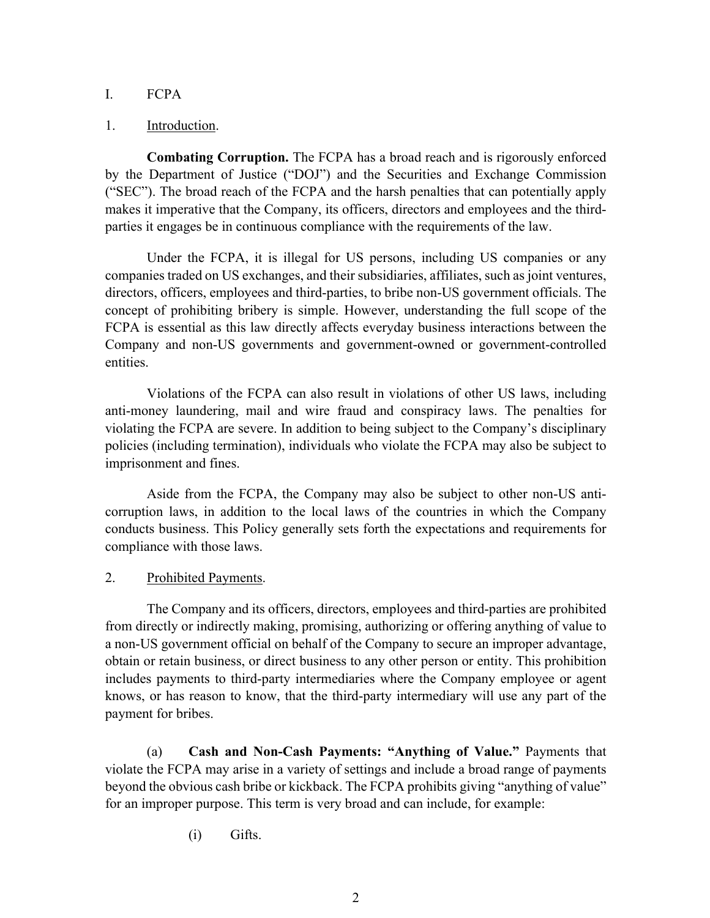# I. FCPA

## 1. Introduction.

**Combating Corruption.** The FCPA has a broad reach and is rigorously enforced by the Department of Justice ("DOJ") and the Securities and Exchange Commission ("SEC"). The broad reach of the FCPA and the harsh penalties that can potentially apply makes it imperative that the Company, its officers, directors and employees and the third-parties it engages be in continuous compliance with the requirements of the law.

Under the FCPA, it is illegal for US persons, including US companies or any companies traded on US exchanges, and their subsidiaries, affiliates, such as joint ventures, directors, officers, employees and third-parties, to bribe non-US government officials. The concept of prohibiting bribery is simple. However, understanding the full scope of the FCPA is essential as this law directly affects everyday business interactions between the Company and non-US governments and government-owned or government-controlled entities.

Violations of the FCPA can also result in violations of other US laws, including anti-money laundering, mail and wire fraud and conspiracy laws. The penalties for violating the FCPA are severe. In addition to being subject to the Company's disciplinary policies (including termination), individuals who violate the FCPA may also be subject to imprisonment and fines.

Aside from the FCPA, the Company may also be subject to other non-US anti-corruption laws, in addition to the local laws of the countries in which the Company conducts business. This Policy generally sets forth the expectations and requirements for compliance with those laws.

## 2. Prohibited Payments.

The Company and its officers, directors, employees and third-parties are prohibited from directly or indirectly making, promising, authorizing or offering anything of value to a non-US government official on behalf of the Company to secure an improper advantage, obtain or retain business, or direct business to any other person or entity. This prohibition includes payments to third-party intermediaries where the Company employee or agent knows, or has reason to know, that the third-party intermediary will use any part of the payment for bribes.

(a) **Cash and Non-Cash Payments: "Anything of Value."** Payments that violate the FCPA may arise in a variety of settings and include a broad range of payments beyond the obvious cash bribe or kickback. The FCPA prohibits giving "anything of value" for an improper purpose. This term is very broad and can include, for example:

(i) Gifts.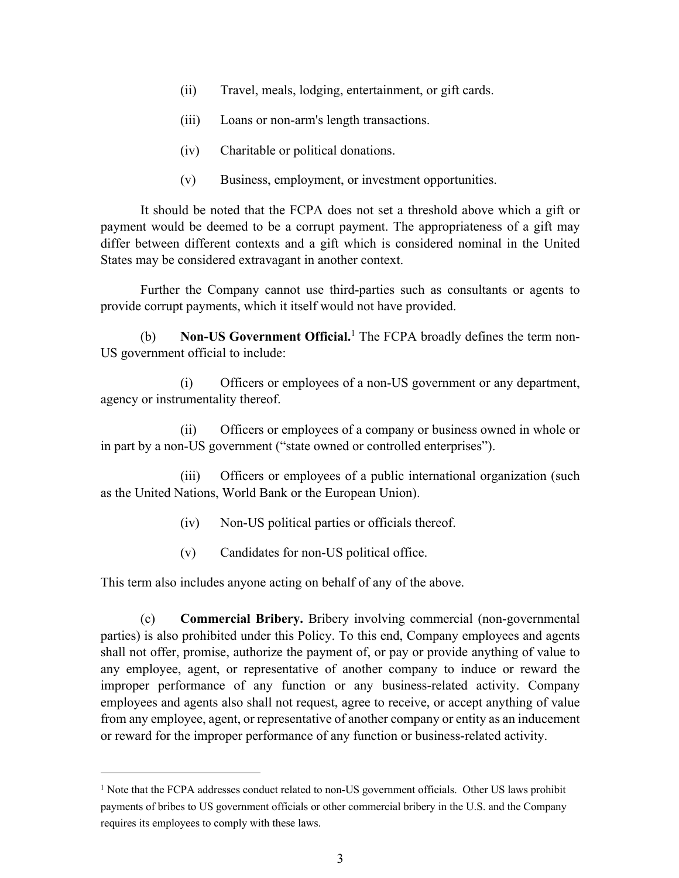(ii) Travel, meals, lodging, entertainment, or gift cards.

(iii) Loans or non-arm's length transactions.

(iv) Charitable or political donations.

(v) Business, employment, or investment opportunities.

It should be noted that the FCPA does not set a threshold above which a gift or payment would be deemed to be a corrupt payment. The appropriateness of a gift may differ between different contexts and a gift which is considered nominal in the United States may be considered extravagant in another context.

Further the Company cannot use third-parties such as consultants or agents to provide corrupt payments, which it itself would not have provided.

(b) **Non-US Government Official.**[1] The FCPA broadly defines the term non-US government official to include:

(i) Officers or employees of a non-US government or any department, agency or instrumentality thereof.

(ii) Officers or employees of a company or business owned in whole or in part by a non-US government ("state owned or controlled enterprises").

(iii) Officers or employees of a public international organization (such as the United Nations, World Bank or the European Union).

(iv) Non-US political parties or officials thereof.

(v) Candidates for non-US political office.

This term also includes anyone acting on behalf of any of the above.

(c) **Commercial Bribery.** Bribery involving commercial (non-governmental parties) is also prohibited under this Policy. To this end, Company employees and agents shall not offer, promise, authorize the payment of, or pay or provide anything of value to any employee, agent, or representative of another company to induce or reward the improper performance of any function or any business-related activity. Company employees and agents also shall not request, agree to receive, or accept anything of value from any employee, agent, or representative of another company or entity as an inducement or reward for the improper performance of any function or business-related activity.

---

[1] Note that the FCPA addresses conduct related to non-US government officials. Other US laws prohibit payments of bribes to US government officials or other commercial bribery in the U.S. and the Company requires its employees to comply with these laws.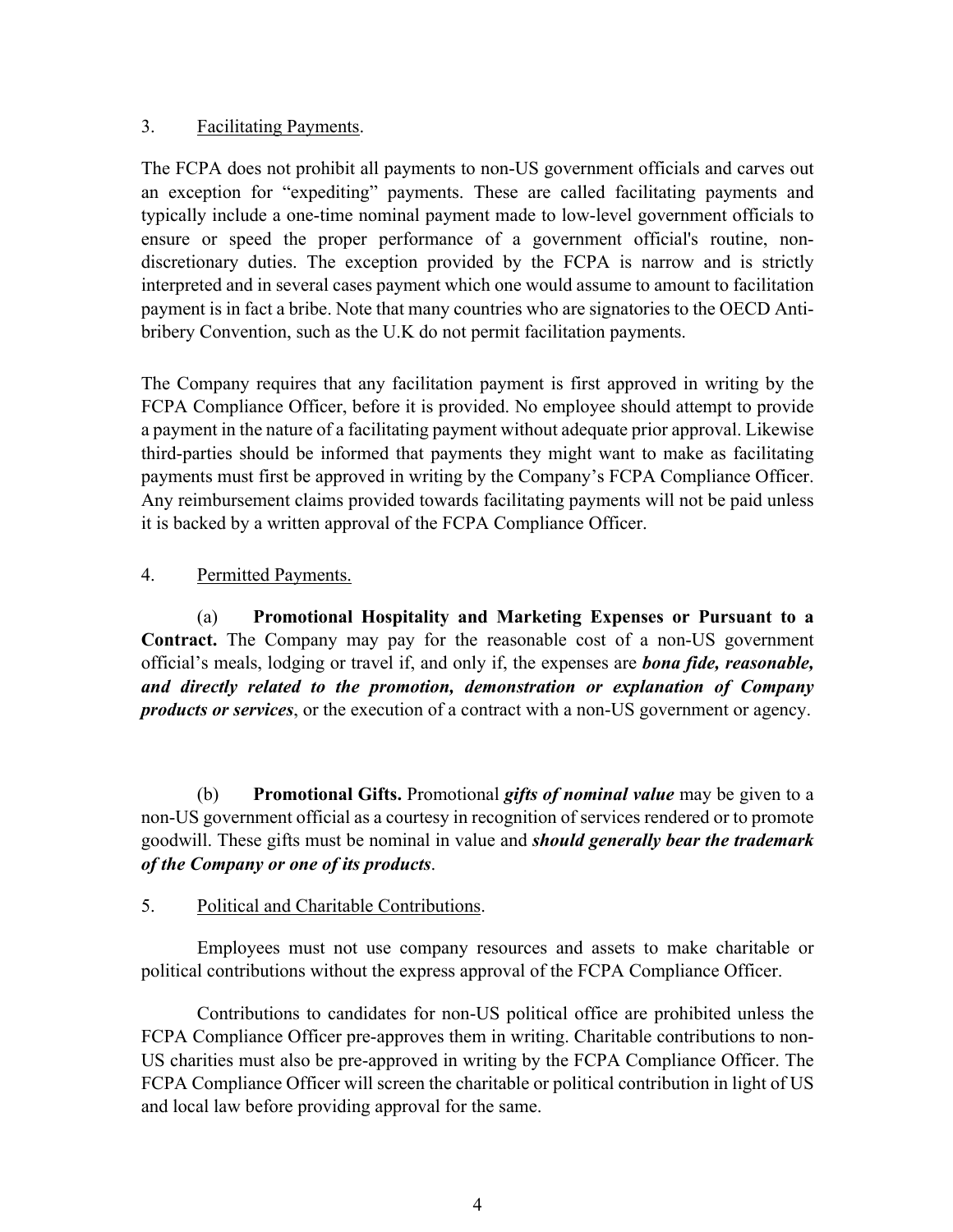3. Facilitating Payments.

The FCPA does not prohibit all payments to non-US government officials and carves out an exception for "expediting" payments. These are called facilitating payments and typically include a one-time nominal payment made to low-level government officials to ensure or speed the proper performance of a government official's routine, non-discretionary duties. The exception provided by the FCPA is narrow and is strictly interpreted and in several cases payment which one would assume to amount to facilitation payment is in fact a bribe. Note that many countries who are signatories to the OECD Anti-bribery Convention, such as the U.K do not permit facilitation payments.

The Company requires that any facilitation payment is first approved in writing by the FCPA Compliance Officer, before it is provided. No employee should attempt to provide a payment in the nature of a facilitating payment without adequate prior approval. Likewise third-parties should be informed that payments they might want to make as facilitating payments must first be approved in writing by the Company's FCPA Compliance Officer. Any reimbursement claims provided towards facilitating payments will not be paid unless it is backed by a written approval of the FCPA Compliance Officer.

4. Permitted Payments.

(a) **Promotional Hospitality and Marketing Expenses or Pursuant to a Contract.** The Company may pay for the reasonable cost of a non-US government official's meals, lodging or travel if, and only if, the expenses are ***bona fide, reasonable, and directly related to the promotion, demonstration or explanation of Company products or services***, or the execution of a contract with a non-US government or agency.

(b) **Promotional Gifts.** Promotional ***gifts of nominal value*** may be given to a non-US government official as a courtesy in recognition of services rendered or to promote goodwill. These gifts must be nominal in value and ***should generally bear the trademark of the Company or one of its products***.

5. Political and Charitable Contributions.

Employees must not use company resources and assets to make charitable or political contributions without the express approval of the FCPA Compliance Officer.

Contributions to candidates for non-US political office are prohibited unless the FCPA Compliance Officer pre-approves them in writing. Charitable contributions to non-US charities must also be pre-approved in writing by the FCPA Compliance Officer. The FCPA Compliance Officer will screen the charitable or political contribution in light of US and local law before providing approval for the same.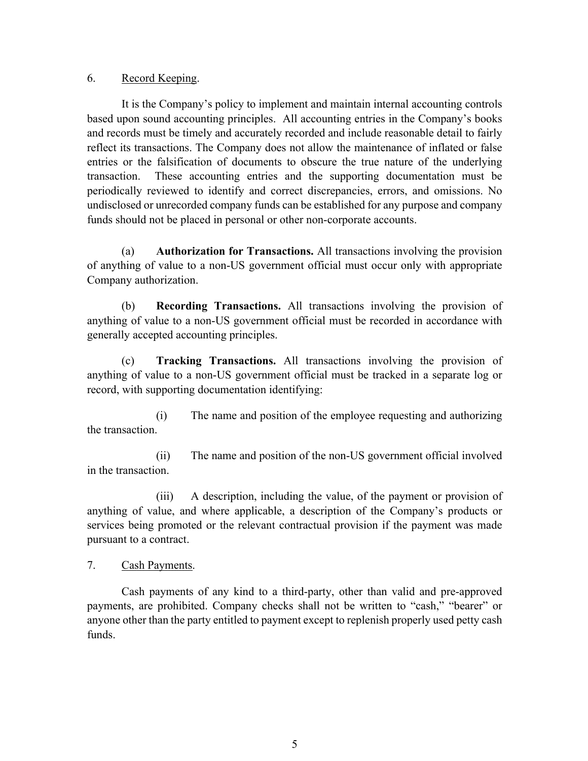6. Record Keeping.

It is the Company's policy to implement and maintain internal accounting controls based upon sound accounting principles. All accounting entries in the Company's books and records must be timely and accurately recorded and include reasonable detail to fairly reflect its transactions. The Company does not allow the maintenance of inflated or false entries or the falsification of documents to obscure the true nature of the underlying transaction. These accounting entries and the supporting documentation must be periodically reviewed to identify and correct discrepancies, errors, and omissions. No undisclosed or unrecorded company funds can be established for any purpose and company funds should not be placed in personal or other non-corporate accounts.

(a) **Authorization for Transactions.** All transactions involving the provision of anything of value to a non-US government official must occur only with appropriate Company authorization.

(b) **Recording Transactions.** All transactions involving the provision of anything of value to a non-US government official must be recorded in accordance with generally accepted accounting principles.

(c) **Tracking Transactions.** All transactions involving the provision of anything of value to a non-US government official must be tracked in a separate log or record, with supporting documentation identifying:

(i) The name and position of the employee requesting and authorizing the transaction.

(ii) The name and position of the non-US government official involved in the transaction.

(iii) A description, including the value, of the payment or provision of anything of value, and where applicable, a description of the Company's products or services being promoted or the relevant contractual provision if the payment was made pursuant to a contract.

7. Cash Payments.

Cash payments of any kind to a third-party, other than valid and pre-approved payments, are prohibited. Company checks shall not be written to "cash," "bearer" or anyone other than the party entitled to payment except to replenish properly used petty cash funds.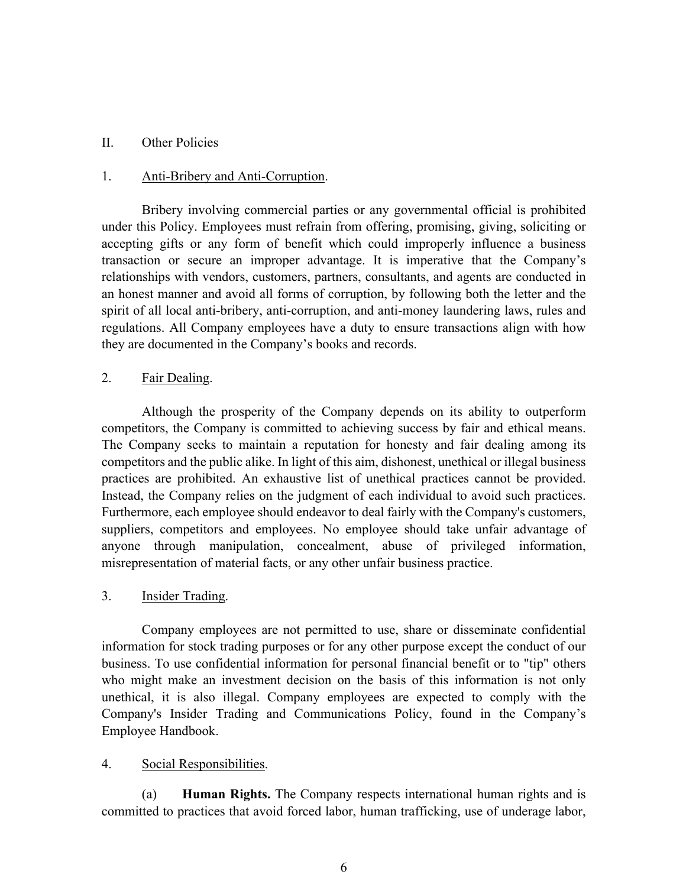## II. Other Policies

### 1. Anti-Bribery and Anti-Corruption.

Bribery involving commercial parties or any governmental official is prohibited under this Policy. Employees must refrain from offering, promising, giving, soliciting or accepting gifts or any form of benefit which could improperly influence a business transaction or secure an improper advantage. It is imperative that the Company's relationships with vendors, customers, partners, consultants, and agents are conducted in an honest manner and avoid all forms of corruption, by following both the letter and the spirit of all local anti-bribery, anti-corruption, and anti-money laundering laws, rules and regulations. All Company employees have a duty to ensure transactions align with how they are documented in the Company's books and records.

### 2. Fair Dealing.

Although the prosperity of the Company depends on its ability to outperform competitors, the Company is committed to achieving success by fair and ethical means. The Company seeks to maintain a reputation for honesty and fair dealing among its competitors and the public alike. In light of this aim, dishonest, unethical or illegal business practices are prohibited. An exhaustive list of unethical practices cannot be provided. Instead, the Company relies on the judgment of each individual to avoid such practices. Furthermore, each employee should endeavor to deal fairly with the Company's customers, suppliers, competitors and employees. No employee should take unfair advantage of anyone through manipulation, concealment, abuse of privileged information, misrepresentation of material facts, or any other unfair business practice.

### 3. Insider Trading.

Company employees are not permitted to use, share or disseminate confidential information for stock trading purposes or for any other purpose except the conduct of our business. To use confidential information for personal financial benefit or to "tip" others who might make an investment decision on the basis of this information is not only unethical, it is also illegal. Company employees are expected to comply with the Company's Insider Trading and Communications Policy, found in the Company's Employee Handbook.

### 4. Social Responsibilities.

(a) **Human Rights.** The Company respects international human rights and is committed to practices that avoid forced labor, human trafficking, use of underage labor,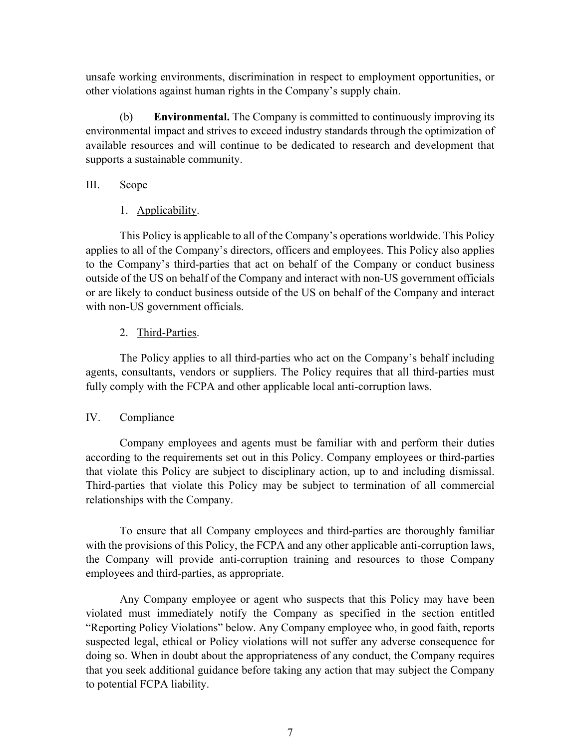unsafe working environments, discrimination in respect to employment opportunities, or other violations against human rights in the Company's supply chain.

(b) **Environmental.** The Company is committed to continuously improving its environmental impact and strives to exceed industry standards through the optimization of available resources and will continue to be dedicated to research and development that supports a sustainable community.

## III. Scope

### 1. Applicability.

This Policy is applicable to all of the Company's operations worldwide. This Policy applies to all of the Company's directors, officers and employees. This Policy also applies to the Company's third-parties that act on behalf of the Company or conduct business outside of the US on behalf of the Company and interact with non-US government officials or are likely to conduct business outside of the US on behalf of the Company and interact with non-US government officials.

### 2. Third-Parties.

The Policy applies to all third-parties who act on the Company's behalf including agents, consultants, vendors or suppliers. The Policy requires that all third-parties must fully comply with the FCPA and other applicable local anti-corruption laws.

## IV. Compliance

Company employees and agents must be familiar with and perform their duties according to the requirements set out in this Policy. Company employees or third-parties that violate this Policy are subject to disciplinary action, up to and including dismissal. Third-parties that violate this Policy may be subject to termination of all commercial relationships with the Company.

To ensure that all Company employees and third-parties are thoroughly familiar with the provisions of this Policy, the FCPA and any other applicable anti-corruption laws, the Company will provide anti-corruption training and resources to those Company employees and third-parties, as appropriate.

Any Company employee or agent who suspects that this Policy may have been violated must immediately notify the Company as specified in the section entitled "Reporting Policy Violations" below. Any Company employee who, in good faith, reports suspected legal, ethical or Policy violations will not suffer any adverse consequence for doing so. When in doubt about the appropriateness of any conduct, the Company requires that you seek additional guidance before taking any action that may subject the Company to potential FCPA liability.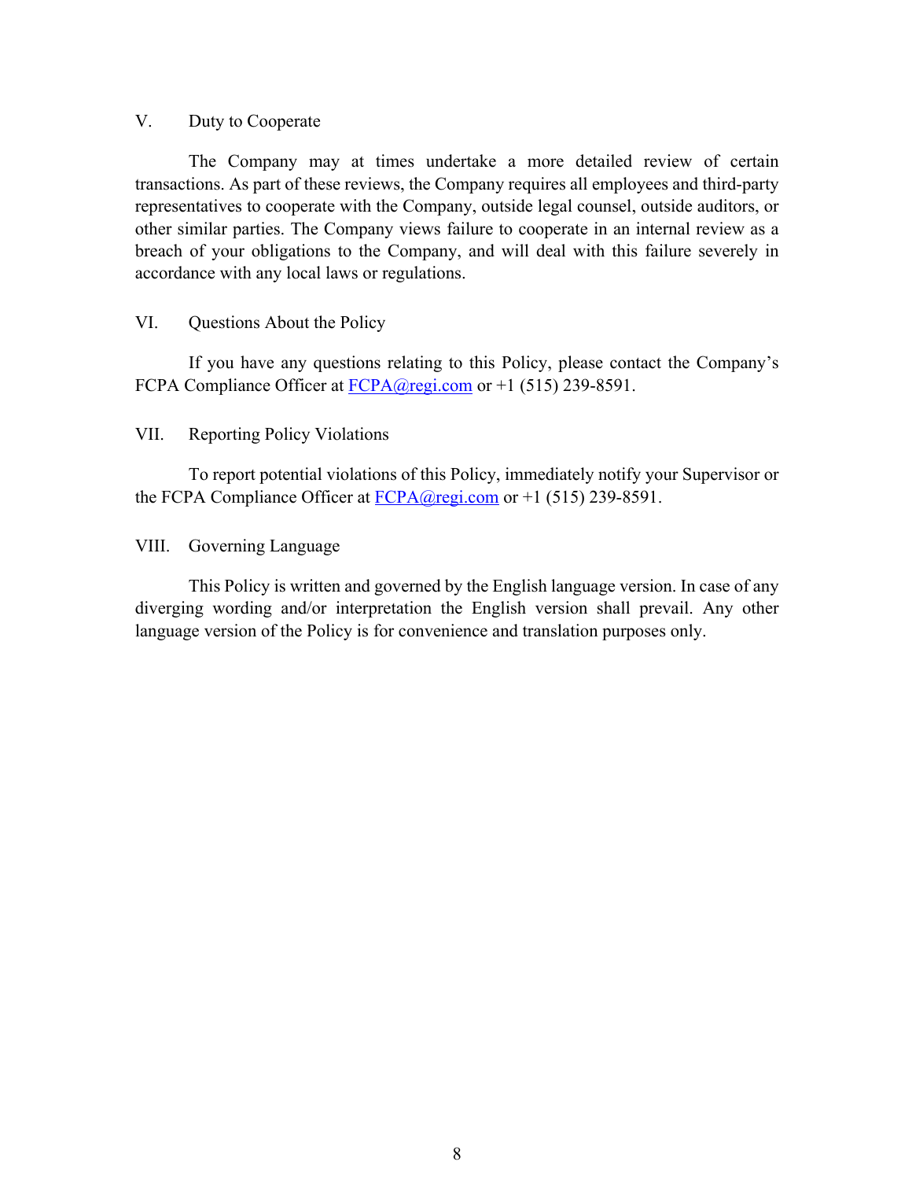## V. Duty to Cooperate

The Company may at times undertake a more detailed review of certain transactions. As part of these reviews, the Company requires all employees and third-party representatives to cooperate with the Company, outside legal counsel, outside auditors, or other similar parties. The Company views failure to cooperate in an internal review as a breach of your obligations to the Company, and will deal with this failure severely in accordance with any local laws or regulations.

## VI. Questions About the Policy

If you have any questions relating to this Policy, please contact the Company's FCPA Compliance Officer at FCPA@regi.com or +1 (515) 239-8591.

## VII. Reporting Policy Violations

To report potential violations of this Policy, immediately notify your Supervisor or the FCPA Compliance Officer at FCPA@regi.com or +1 (515) 239-8591.

## VIII. Governing Language

This Policy is written and governed by the English language version. In case of any diverging wording and/or interpretation the English version shall prevail. Any other language version of the Policy is for convenience and translation purposes only.